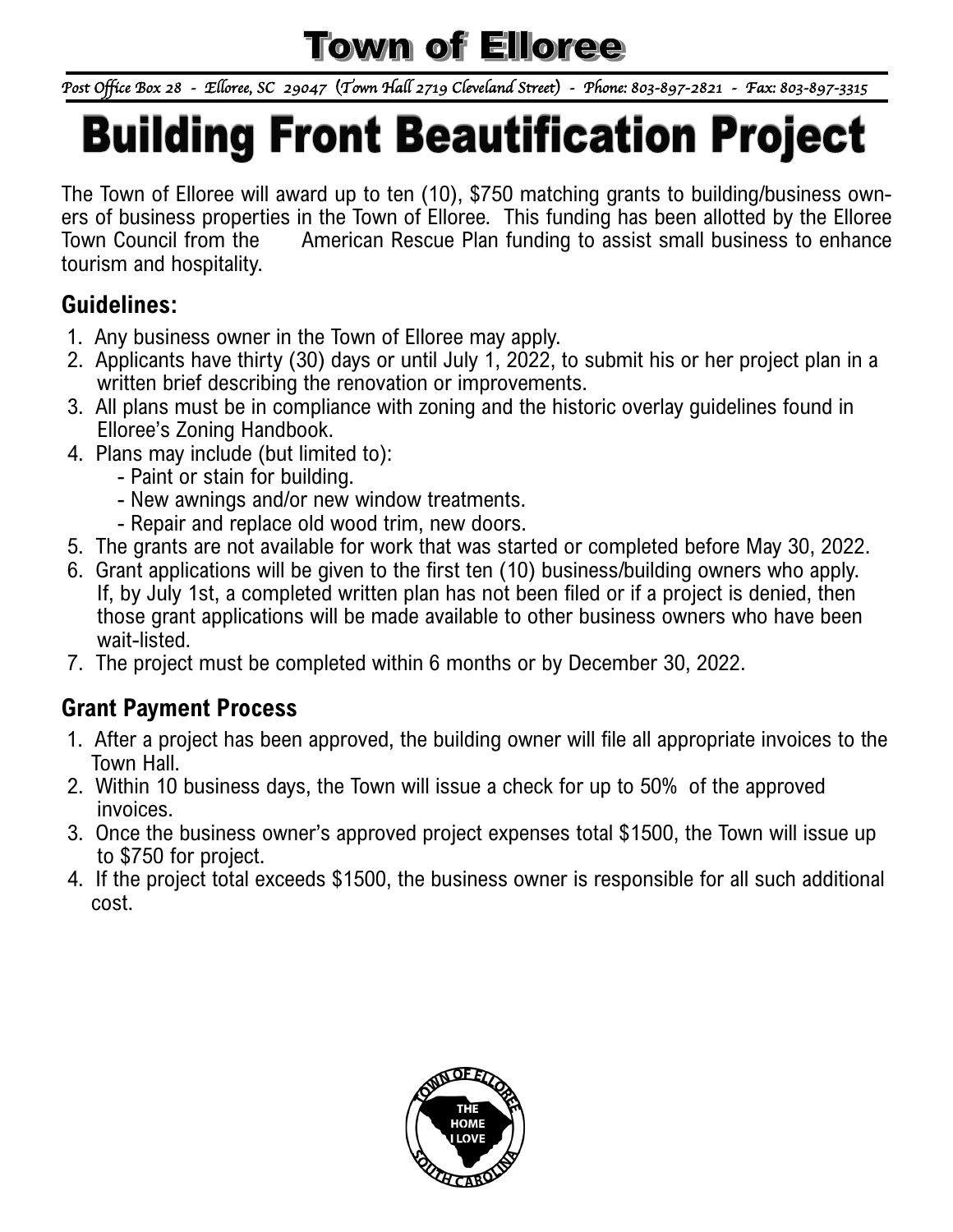# Town of Elloree

*Post Office Box 28 - Elloree, SC 29047 (Town Hall 2719 Cleveland Street) - Phone: 803-897-2821 - Fax: 803-897-3315*

# Building Front Beautification Project

The Town of Elloree will award up to ten (10), $750 matching grants to building/business owners of business properties in the Town of Elloree. This funding has been allotted by the Elloree Town Council from the American Rescue Plan funding to assist small business to enhance tourism and hospitality.

## Guidelines:

1. Any business owner in the Town of Elloree may apply.
2. Applicants have thirty (30) days or until July 1, 2022, to submit his or her project plan in a written brief describing the renovation or improvements.
3. All plans must be in compliance with zoning and the historic overlay guidelines found in Elloree's Zoning Handbook.
4. Plans may include (but limited to):
   - Paint or stain for building.
   - New awnings and/or new window treatments.
   - Repair and replace old wood trim, new doors.
5. The grants are not available for work that was started or completed before May 30, 2022.
6. Grant applications will be given to the first ten (10) business/building owners who apply. If, by July 1st, a completed written plan has not been filed or if a project is denied, then those grant applications will be made available to other business owners who have been wait-listed.
7. The project must be completed within 6 months or by December 30, 2022.

## Grant Payment Process

1. After a project has been approved, the building owner will file all appropriate invoices to the Town Hall.
2. Within 10 business days, the Town will issue a check for up to 50% of the approved invoices.
3. Once the business owner's approved project expenses total $1500, the Town will issue up to $750 for project.
4. If the project total exceeds $1500, the business owner is responsible for all such additional cost.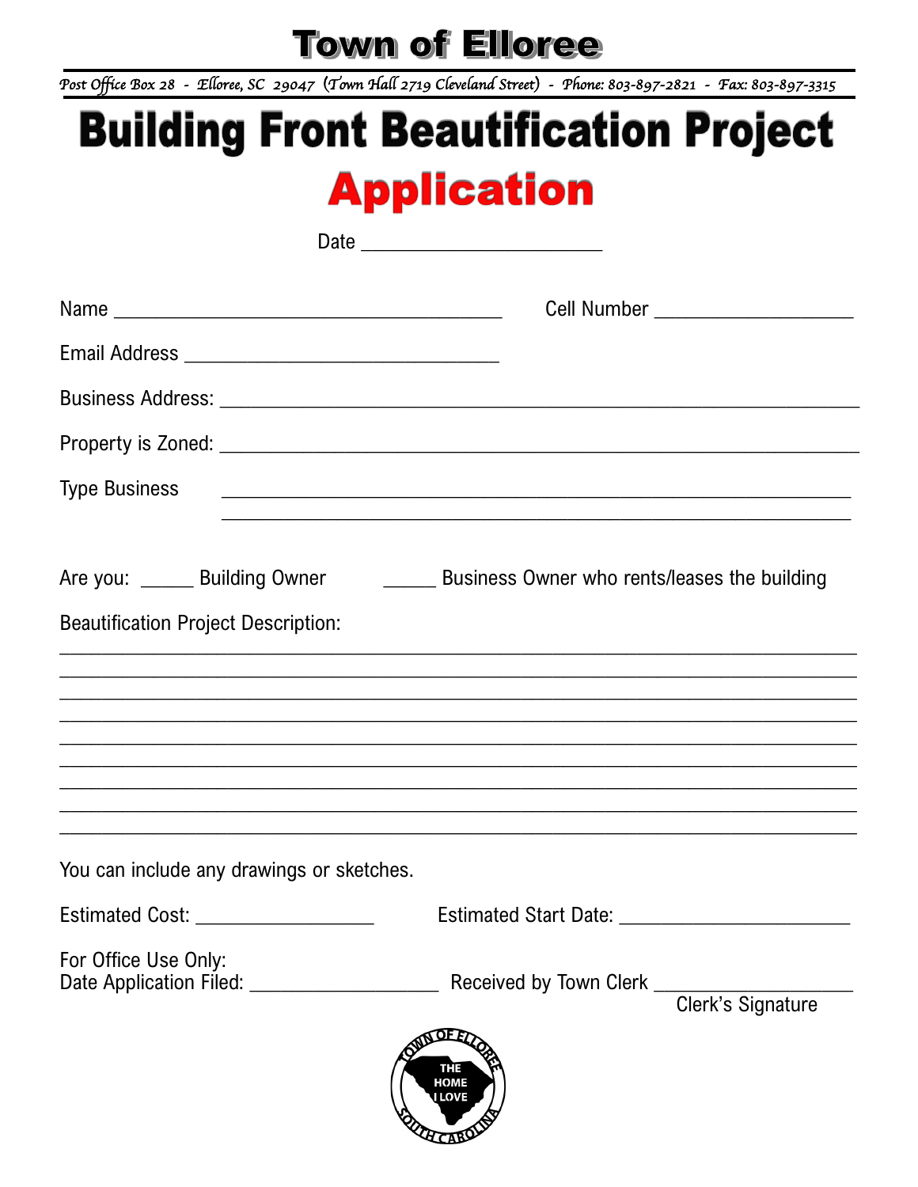# Town of Elloree

*Post Office Box 28 - Elloree, SC 29047 (Town Hall 2719 Cleveland Street) - Phone: 803-897-2821 - Fax: 803-897-3315*

# Building Front Beautification Project

## Application

Date ______________________

Name ____________________________________ Cell Number __________________

Email Address _____________________________

Business Address: ____________________________________________________________

Property is Zoned: ____________________________________________________________

Type Business ____________________________________________________________
____________________________________________________________

Are you: _____ Building Owner _____ Business Owner who rents/leases the building

Beautification Project Description:

____________________________________________________________________________
____________________________________________________________________________
____________________________________________________________________________
____________________________________________________________________________
____________________________________________________________________________
____________________________________________________________________________
____________________________________________________________________________
____________________________________________________________________________
____________________________________________________________________________

You can include any drawings or sketches.

Estimated Cost: ________________ Estimated Start Date: ______________________

For Office Use Only:
Date Application Filed: _________________ Received by Town Clerk __________________
Clerk's Signature

TOWN OF ELLOREE
THE HOME I LOVE
SOUTH CAROLINA